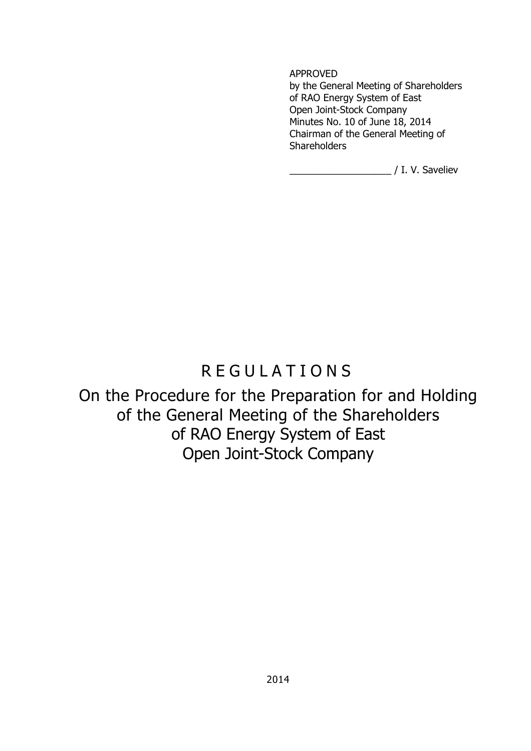APPROVED
by the General Meeting of Shareholders
of RAO Energy System of East
Open Joint-Stock Company
Minutes No. 10 of June 18, 2014
Chairman of the General Meeting of Shareholders

__________________ / I. V. Saveliev

# R E G U L A T I O N S

## On the Procedure for the Preparation for and Holding of the General Meeting of the Shareholders of RAO Energy System of East Open Joint-Stock Company

2014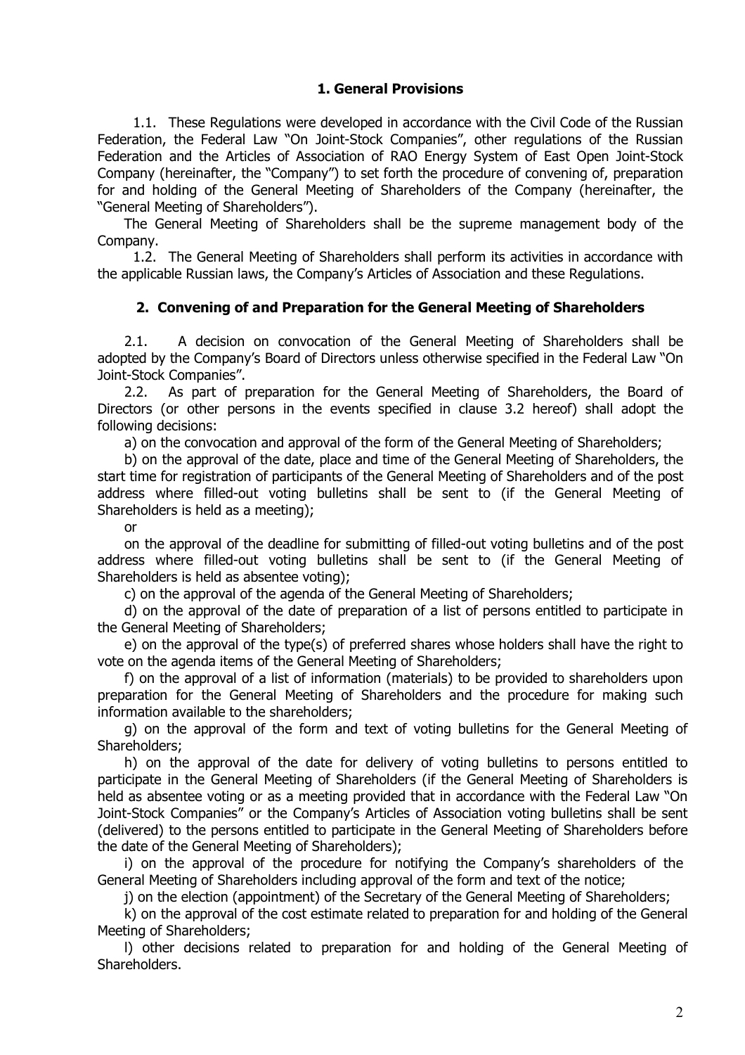## 1. General Provisions

1.1. These Regulations were developed in accordance with the Civil Code of the Russian Federation, the Federal Law "On Joint-Stock Companies", other regulations of the Russian Federation and the Articles of Association of RAO Energy System of East Open Joint-Stock Company (hereinafter, the "Company") to set forth the procedure of convening of, preparation for and holding of the General Meeting of Shareholders of the Company (hereinafter, the "General Meeting of Shareholders").

The General Meeting of Shareholders shall be the supreme management body of the Company.

1.2. The General Meeting of Shareholders shall perform its activities in accordance with the applicable Russian laws, the Company's Articles of Association and these Regulations.

## 2. Convening of and Preparation for the General Meeting of Shareholders

2.1. A decision on convocation of the General Meeting of Shareholders shall be adopted by the Company's Board of Directors unless otherwise specified in the Federal Law "On Joint-Stock Companies".

2.2. As part of preparation for the General Meeting of Shareholders, the Board of Directors (or other persons in the events specified in clause 3.2 hereof) shall adopt the following decisions:

a) on the convocation and approval of the form of the General Meeting of Shareholders;

b) on the approval of the date, place and time of the General Meeting of Shareholders, the start time for registration of participants of the General Meeting of Shareholders and of the post address where filled-out voting bulletins shall be sent to (if the General Meeting of Shareholders is held as a meeting);

or

on the approval of the deadline for submitting of filled-out voting bulletins and of the post address where filled-out voting bulletins shall be sent to (if the General Meeting of Shareholders is held as absentee voting);

c) on the approval of the agenda of the General Meeting of Shareholders;

d) on the approval of the date of preparation of a list of persons entitled to participate in the General Meeting of Shareholders;

e) on the approval of the type(s) of preferred shares whose holders shall have the right to vote on the agenda items of the General Meeting of Shareholders;

f) on the approval of a list of information (materials) to be provided to shareholders upon preparation for the General Meeting of Shareholders and the procedure for making such information available to the shareholders;

g) on the approval of the form and text of voting bulletins for the General Meeting of Shareholders;

h) on the approval of the date for delivery of voting bulletins to persons entitled to participate in the General Meeting of Shareholders (if the General Meeting of Shareholders is held as absentee voting or as a meeting provided that in accordance with the Federal Law "On Joint-Stock Companies" or the Company's Articles of Association voting bulletins shall be sent (delivered) to the persons entitled to participate in the General Meeting of Shareholders before the date of the General Meeting of Shareholders);

i) on the approval of the procedure for notifying the Company's shareholders of the General Meeting of Shareholders including approval of the form and text of the notice;

j) on the election (appointment) of the Secretary of the General Meeting of Shareholders;

k) on the approval of the cost estimate related to preparation for and holding of the General Meeting of Shareholders;

l) other decisions related to preparation for and holding of the General Meeting of Shareholders.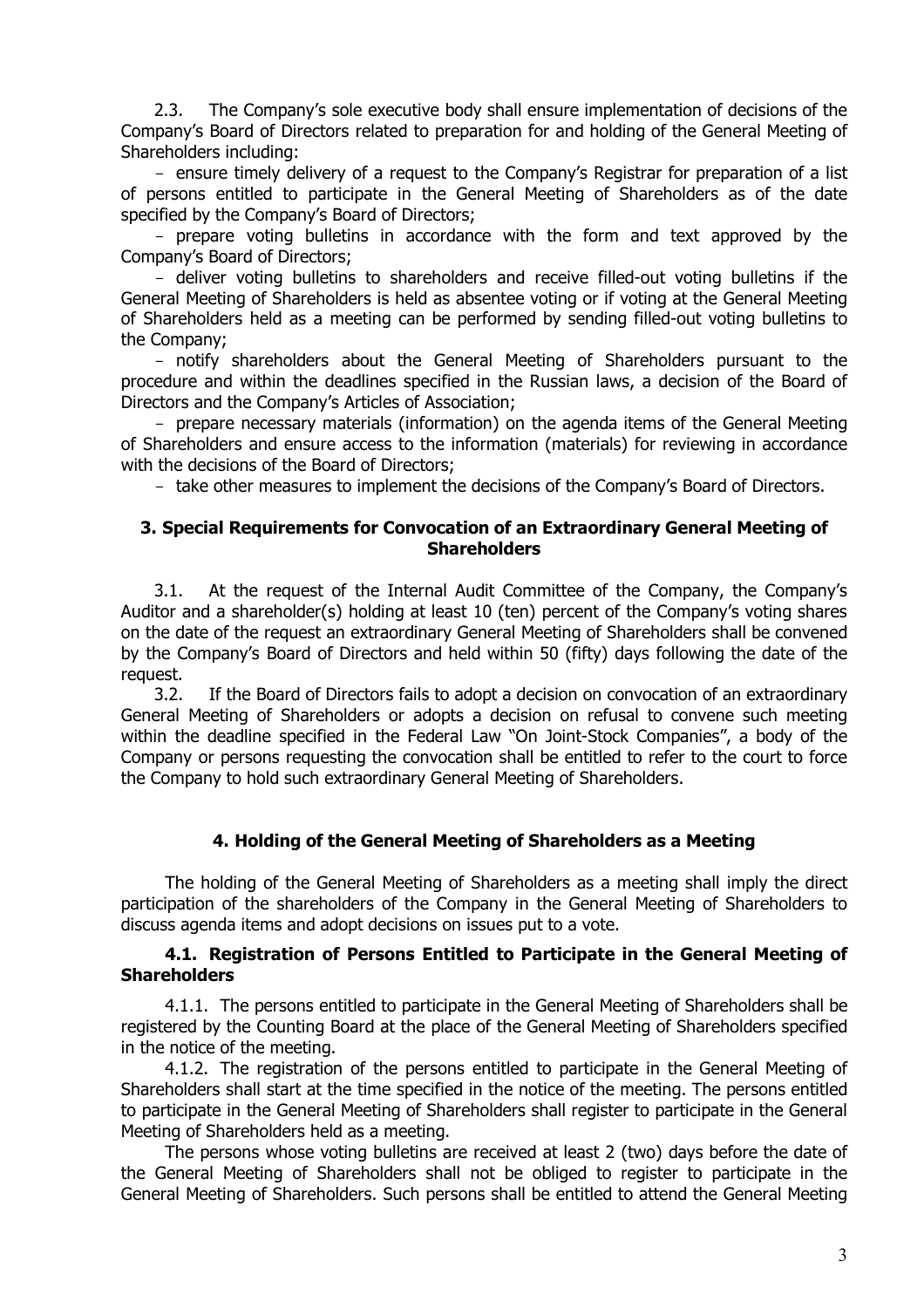2.3. The Company's sole executive body shall ensure implementation of decisions of the Company's Board of Directors related to preparation for and holding of the General Meeting of Shareholders including:

- ensure timely delivery of a request to the Company's Registrar for preparation of a list of persons entitled to participate in the General Meeting of Shareholders as of the date specified by the Company's Board of Directors;
- prepare voting bulletins in accordance with the form and text approved by the Company's Board of Directors;
- deliver voting bulletins to shareholders and receive filled-out voting bulletins if the General Meeting of Shareholders is held as absentee voting or if voting at the General Meeting of Shareholders held as a meeting can be performed by sending filled-out voting bulletins to the Company;
- notify shareholders about the General Meeting of Shareholders pursuant to the procedure and within the deadlines specified in the Russian laws, a decision of the Board of Directors and the Company's Articles of Association;
- prepare necessary materials (information) on the agenda items of the General Meeting of Shareholders and ensure access to the information (materials) for reviewing in accordance with the decisions of the Board of Directors;
- take other measures to implement the decisions of the Company's Board of Directors.

## 3. Special Requirements for Convocation of an Extraordinary General Meeting of Shareholders

3.1. At the request of the Internal Audit Committee of the Company, the Company's Auditor and a shareholder(s) holding at least 10 (ten) percent of the Company's voting shares on the date of the request an extraordinary General Meeting of Shareholders shall be convened by the Company's Board of Directors and held within 50 (fifty) days following the date of the request.

3.2. If the Board of Directors fails to adopt a decision on convocation of an extraordinary General Meeting of Shareholders or adopts a decision on refusal to convene such meeting within the deadline specified in the Federal Law "On Joint-Stock Companies", a body of the Company or persons requesting the convocation shall be entitled to refer to the court to force the Company to hold such extraordinary General Meeting of Shareholders.

## 4. Holding of the General Meeting of Shareholders as a Meeting

The holding of the General Meeting of Shareholders as a meeting shall imply the direct participation of the shareholders of the Company in the General Meeting of Shareholders to discuss agenda items and adopt decisions on issues put to a vote.

### 4.1. Registration of Persons Entitled to Participate in the General Meeting of Shareholders

4.1.1. The persons entitled to participate in the General Meeting of Shareholders shall be registered by the Counting Board at the place of the General Meeting of Shareholders specified in the notice of the meeting.

4.1.2. The registration of the persons entitled to participate in the General Meeting of Shareholders shall start at the time specified in the notice of the meeting. The persons entitled to participate in the General Meeting of Shareholders shall register to participate in the General Meeting of Shareholders held as a meeting.

The persons whose voting bulletins are received at least 2 (two) days before the date of the General Meeting of Shareholders shall not be obliged to register to participate in the General Meeting of Shareholders. Such persons shall be entitled to attend the General Meeting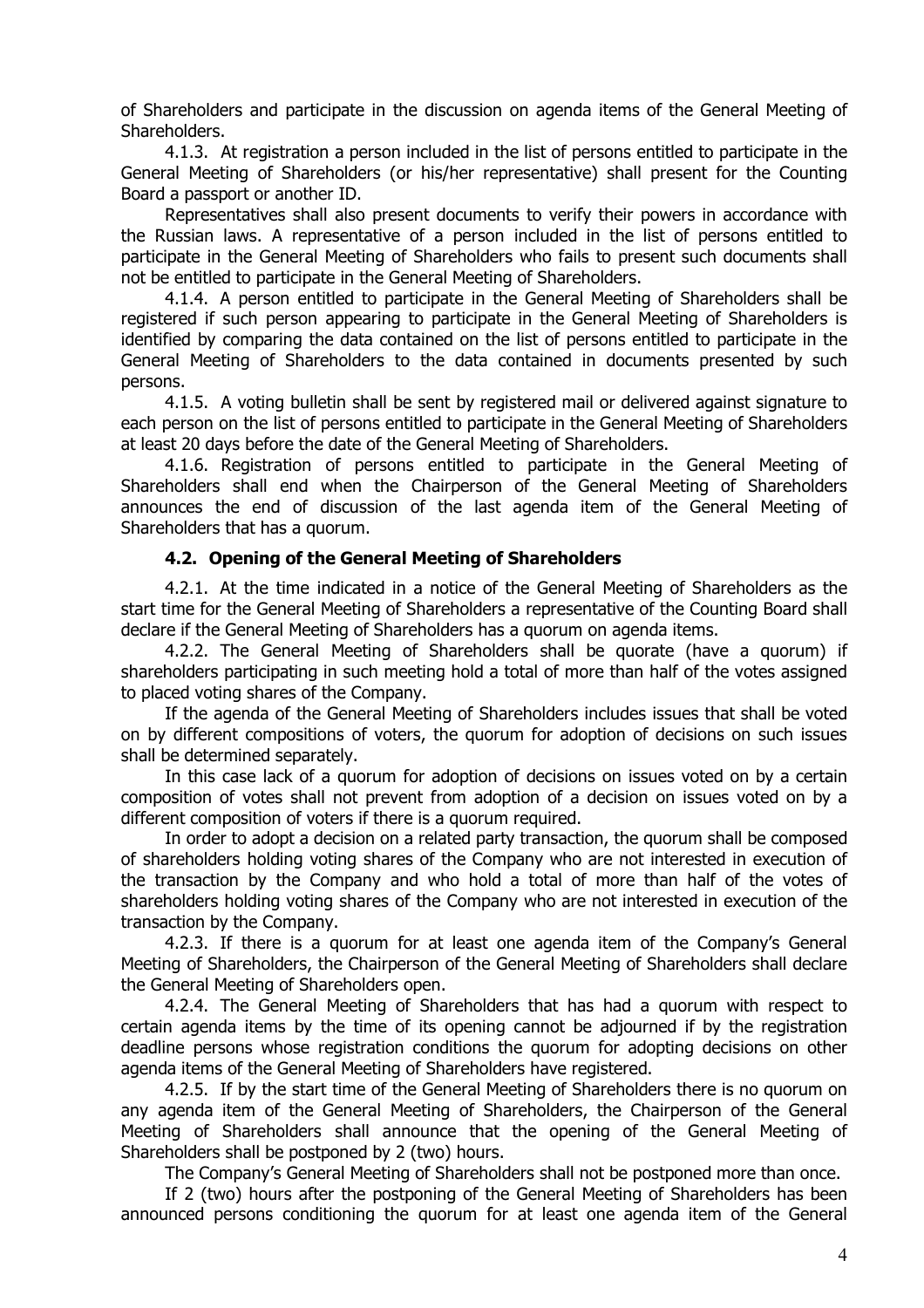of Shareholders and participate in the discussion on agenda items of the General Meeting of Shareholders.

4.1.3. At registration a person included in the list of persons entitled to participate in the General Meeting of Shareholders (or his/her representative) shall present for the Counting Board a passport or another ID.

Representatives shall also present documents to verify their powers in accordance with the Russian laws. A representative of a person included in the list of persons entitled to participate in the General Meeting of Shareholders who fails to present such documents shall not be entitled to participate in the General Meeting of Shareholders.

4.1.4. A person entitled to participate in the General Meeting of Shareholders shall be registered if such person appearing to participate in the General Meeting of Shareholders is identified by comparing the data contained on the list of persons entitled to participate in the General Meeting of Shareholders to the data contained in documents presented by such persons.

4.1.5. A voting bulletin shall be sent by registered mail or delivered against signature to each person on the list of persons entitled to participate in the General Meeting of Shareholders at least 20 days before the date of the General Meeting of Shareholders.

4.1.6. Registration of persons entitled to participate in the General Meeting of Shareholders shall end when the Chairperson of the General Meeting of Shareholders announces the end of discussion of the last agenda item of the General Meeting of Shareholders that has a quorum.

### 4.2. Opening of the General Meeting of Shareholders

4.2.1. At the time indicated in a notice of the General Meeting of Shareholders as the start time for the General Meeting of Shareholders a representative of the Counting Board shall declare if the General Meeting of Shareholders has a quorum on agenda items.

4.2.2. The General Meeting of Shareholders shall be quorate (have a quorum) if shareholders participating in such meeting hold a total of more than half of the votes assigned to placed voting shares of the Company.

If the agenda of the General Meeting of Shareholders includes issues that shall be voted on by different compositions of voters, the quorum for adoption of decisions on such issues shall be determined separately.

In this case lack of a quorum for adoption of decisions on issues voted on by a certain composition of votes shall not prevent from adoption of a decision on issues voted on by a different composition of voters if there is a quorum required.

In order to adopt a decision on a related party transaction, the quorum shall be composed of shareholders holding voting shares of the Company who are not interested in execution of the transaction by the Company and who hold a total of more than half of the votes of shareholders holding voting shares of the Company who are not interested in execution of the transaction by the Company.

4.2.3. If there is a quorum for at least one agenda item of the Company's General Meeting of Shareholders, the Chairperson of the General Meeting of Shareholders shall declare the General Meeting of Shareholders open.

4.2.4. The General Meeting of Shareholders that has had a quorum with respect to certain agenda items by the time of its opening cannot be adjourned if by the registration deadline persons whose registration conditions the quorum for adopting decisions on other agenda items of the General Meeting of Shareholders have registered.

4.2.5. If by the start time of the General Meeting of Shareholders there is no quorum on any agenda item of the General Meeting of Shareholders, the Chairperson of the General Meeting of Shareholders shall announce that the opening of the General Meeting of Shareholders shall be postponed by 2 (two) hours.

The Company's General Meeting of Shareholders shall not be postponed more than once.

If 2 (two) hours after the postponing of the General Meeting of Shareholders has been announced persons conditioning the quorum for at least one agenda item of the General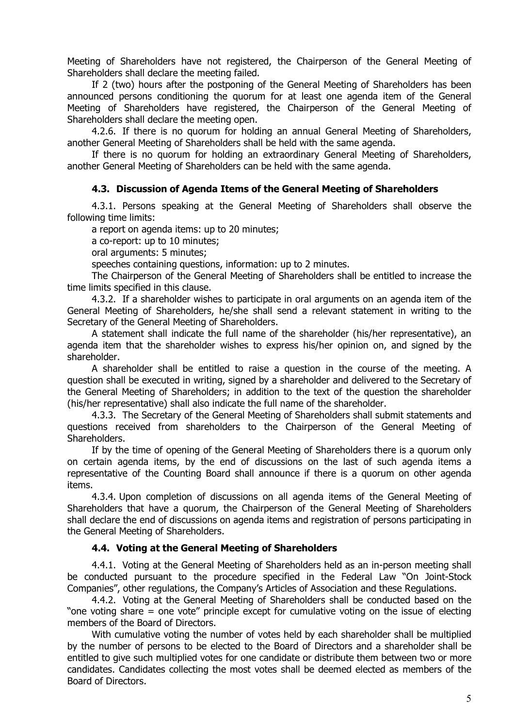Meeting of Shareholders have not registered, the Chairperson of the General Meeting of Shareholders shall declare the meeting failed.

If 2 (two) hours after the postponing of the General Meeting of Shareholders has been announced persons conditioning the quorum for at least one agenda item of the General Meeting of Shareholders have registered, the Chairperson of the General Meeting of Shareholders shall declare the meeting open.

4.2.6. If there is no quorum for holding an annual General Meeting of Shareholders, another General Meeting of Shareholders shall be held with the same agenda.

If there is no quorum for holding an extraordinary General Meeting of Shareholders, another General Meeting of Shareholders can be held with the same agenda.

### 4.3. Discussion of Agenda Items of the General Meeting of Shareholders

4.3.1. Persons speaking at the General Meeting of Shareholders shall observe the following time limits:

a report on agenda items: up to 20 minutes;

a co-report: up to 10 minutes;

oral arguments: 5 minutes;

speeches containing questions, information: up to 2 minutes.

The Chairperson of the General Meeting of Shareholders shall be entitled to increase the time limits specified in this clause.

4.3.2. If a shareholder wishes to participate in oral arguments on an agenda item of the General Meeting of Shareholders, he/she shall send a relevant statement in writing to the Secretary of the General Meeting of Shareholders.

A statement shall indicate the full name of the shareholder (his/her representative), an agenda item that the shareholder wishes to express his/her opinion on, and signed by the shareholder.

A shareholder shall be entitled to raise a question in the course of the meeting. A question shall be executed in writing, signed by a shareholder and delivered to the Secretary of the General Meeting of Shareholders; in addition to the text of the question the shareholder (his/her representative) shall also indicate the full name of the shareholder.

4.3.3. The Secretary of the General Meeting of Shareholders shall submit statements and questions received from shareholders to the Chairperson of the General Meeting of Shareholders.

If by the time of opening of the General Meeting of Shareholders there is a quorum only on certain agenda items, by the end of discussions on the last of such agenda items a representative of the Counting Board shall announce if there is a quorum on other agenda items.

4.3.4. Upon completion of discussions on all agenda items of the General Meeting of Shareholders that have a quorum, the Chairperson of the General Meeting of Shareholders shall declare the end of discussions on agenda items and registration of persons participating in the General Meeting of Shareholders.

### 4.4. Voting at the General Meeting of Shareholders

4.4.1. Voting at the General Meeting of Shareholders held as an in-person meeting shall be conducted pursuant to the procedure specified in the Federal Law "On Joint-Stock Companies", other regulations, the Company's Articles of Association and these Regulations.

4.4.2. Voting at the General Meeting of Shareholders shall be conducted based on the "one voting share = one vote" principle except for cumulative voting on the issue of electing members of the Board of Directors.

With cumulative voting the number of votes held by each shareholder shall be multiplied by the number of persons to be elected to the Board of Directors and a shareholder shall be entitled to give such multiplied votes for one candidate or distribute them between two or more candidates. Candidates collecting the most votes shall be deemed elected as members of the Board of Directors.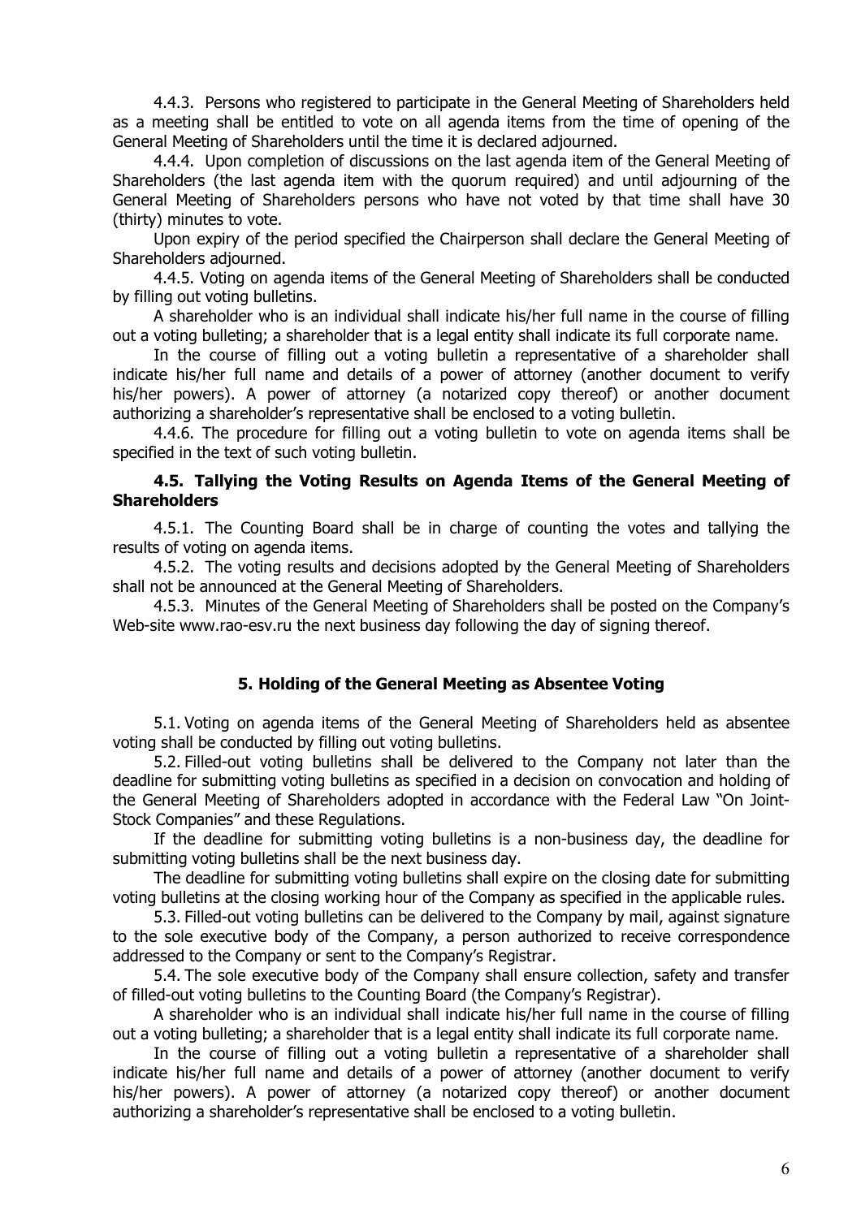4.4.3. Persons who registered to participate in the General Meeting of Shareholders held as a meeting shall be entitled to vote on all agenda items from the time of opening of the General Meeting of Shareholders until the time it is declared adjourned.

4.4.4. Upon completion of discussions on the last agenda item of the General Meeting of Shareholders (the last agenda item with the quorum required) and until adjourning of the General Meeting of Shareholders persons who have not voted by that time shall have 30 (thirty) minutes to vote.

Upon expiry of the period specified the Chairperson shall declare the General Meeting of Shareholders adjourned.

4.4.5. Voting on agenda items of the General Meeting of Shareholders shall be conducted by filling out voting bulletins.

A shareholder who is an individual shall indicate his/her full name in the course of filling out a voting bulleting; a shareholder that is a legal entity shall indicate its full corporate name.

In the course of filling out a voting bulletin a representative of a shareholder shall indicate his/her full name and details of a power of attorney (another document to verify his/her powers). A power of attorney (a notarized copy thereof) or another document authorizing a shareholder's representative shall be enclosed to a voting bulletin.

4.4.6. The procedure for filling out a voting bulletin to vote on agenda items shall be specified in the text of such voting bulletin.

### 4.5. Tallying the Voting Results on Agenda Items of the General Meeting of Shareholders

4.5.1. The Counting Board shall be in charge of counting the votes and tallying the results of voting on agenda items.

4.5.2. The voting results and decisions adopted by the General Meeting of Shareholders shall not be announced at the General Meeting of Shareholders.

4.5.3. Minutes of the General Meeting of Shareholders shall be posted on the Company's Web-site www.rao-esv.ru the next business day following the day of signing thereof.

## 5. Holding of the General Meeting as Absentee Voting

5.1. Voting on agenda items of the General Meeting of Shareholders held as absentee voting shall be conducted by filling out voting bulletins.

5.2. Filled-out voting bulletins shall be delivered to the Company not later than the deadline for submitting voting bulletins as specified in a decision on convocation and holding of the General Meeting of Shareholders adopted in accordance with the Federal Law "On Joint-Stock Companies" and these Regulations.

If the deadline for submitting voting bulletins is a non-business day, the deadline for submitting voting bulletins shall be the next business day.

The deadline for submitting voting bulletins shall expire on the closing date for submitting voting bulletins at the closing working hour of the Company as specified in the applicable rules.

5.3. Filled-out voting bulletins can be delivered to the Company by mail, against signature to the sole executive body of the Company, a person authorized to receive correspondence addressed to the Company or sent to the Company's Registrar.

5.4. The sole executive body of the Company shall ensure collection, safety and transfer of filled-out voting bulletins to the Counting Board (the Company's Registrar).

A shareholder who is an individual shall indicate his/her full name in the course of filling out a voting bulleting; a shareholder that is a legal entity shall indicate its full corporate name.

In the course of filling out a voting bulletin a representative of a shareholder shall indicate his/her full name and details of a power of attorney (another document to verify his/her powers). A power of attorney (a notarized copy thereof) or another document authorizing a shareholder's representative shall be enclosed to a voting bulletin.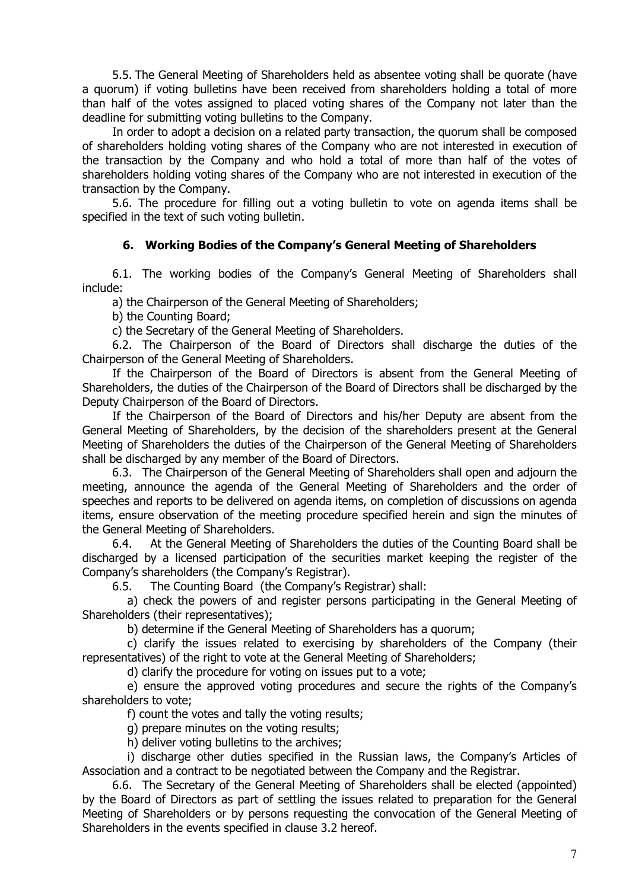5.5. The General Meeting of Shareholders held as absentee voting shall be quorate (have a quorum) if voting bulletins have been received from shareholders holding a total of more than half of the votes assigned to placed voting shares of the Company not later than the deadline for submitting voting bulletins to the Company.

In order to adopt a decision on a related party transaction, the quorum shall be composed of shareholders holding voting shares of the Company who are not interested in execution of the transaction by the Company and who hold a total of more than half of the votes of shareholders holding voting shares of the Company who are not interested in execution of the transaction by the Company.

5.6. The procedure for filling out a voting bulletin to vote on agenda items shall be specified in the text of such voting bulletin.

## 6. Working Bodies of the Company's General Meeting of Shareholders

6.1. The working bodies of the Company's General Meeting of Shareholders shall include:

a) the Chairperson of the General Meeting of Shareholders;

b) the Counting Board;

c) the Secretary of the General Meeting of Shareholders.

6.2. The Chairperson of the Board of Directors shall discharge the duties of the Chairperson of the General Meeting of Shareholders.

If the Chairperson of the Board of Directors is absent from the General Meeting of Shareholders, the duties of the Chairperson of the Board of Directors shall be discharged by the Deputy Chairperson of the Board of Directors.

If the Chairperson of the Board of Directors and his/her Deputy are absent from the General Meeting of Shareholders, by the decision of the shareholders present at the General Meeting of Shareholders the duties of the Chairperson of the General Meeting of Shareholders shall be discharged by any member of the Board of Directors.

6.3. The Chairperson of the General Meeting of Shareholders shall open and adjourn the meeting, announce the agenda of the General Meeting of Shareholders and the order of speeches and reports to be delivered on agenda items, on completion of discussions on agenda items, ensure observation of the meeting procedure specified herein and sign the minutes of the General Meeting of Shareholders.

6.4. At the General Meeting of Shareholders the duties of the Counting Board shall be discharged by a licensed participation of the securities market keeping the register of the Company's shareholders (the Company's Registrar).

6.5. The Counting Board (the Company's Registrar) shall:

a) check the powers of and register persons participating in the General Meeting of Shareholders (their representatives);

b) determine if the General Meeting of Shareholders has a quorum;

c) clarify the issues related to exercising by shareholders of the Company (their representatives) of the right to vote at the General Meeting of Shareholders;

d) clarify the procedure for voting on issues put to a vote;

e) ensure the approved voting procedures and secure the rights of the Company's shareholders to vote;

f) count the votes and tally the voting results;

g) prepare minutes on the voting results;

h) deliver voting bulletins to the archives;

i) discharge other duties specified in the Russian laws, the Company's Articles of Association and a contract to be negotiated between the Company and the Registrar.

6.6. The Secretary of the General Meeting of Shareholders shall be elected (appointed) by the Board of Directors as part of settling the issues related to preparation for the General Meeting of Shareholders or by persons requesting the convocation of the General Meeting of Shareholders in the events specified in clause 3.2 hereof.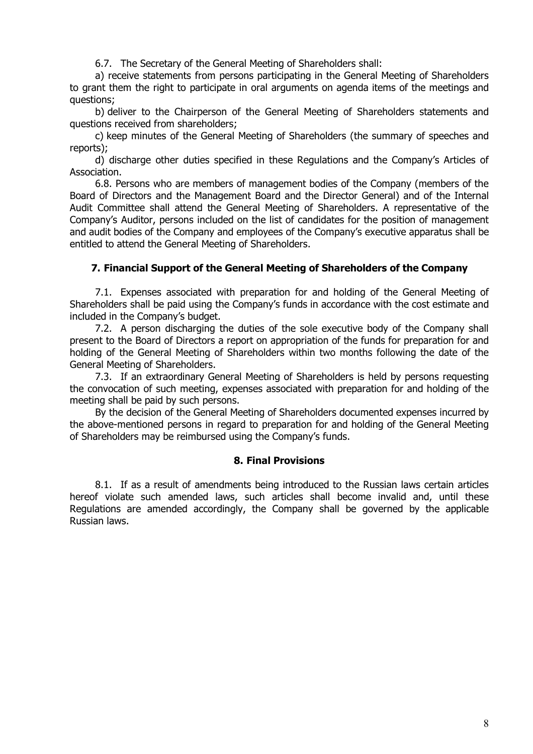6.7. The Secretary of the General Meeting of Shareholders shall:

a) receive statements from persons participating in the General Meeting of Shareholders to grant them the right to participate in oral arguments on agenda items of the meetings and questions;

b) deliver to the Chairperson of the General Meeting of Shareholders statements and questions received from shareholders;

c) keep minutes of the General Meeting of Shareholders (the summary of speeches and reports);

d) discharge other duties specified in these Regulations and the Company's Articles of Association.

6.8. Persons who are members of management bodies of the Company (members of the Board of Directors and the Management Board and the Director General) and of the Internal Audit Committee shall attend the General Meeting of Shareholders. A representative of the Company's Auditor, persons included on the list of candidates for the position of management and audit bodies of the Company and employees of the Company's executive apparatus shall be entitled to attend the General Meeting of Shareholders.

## 7. Financial Support of the General Meeting of Shareholders of the Company

7.1. Expenses associated with preparation for and holding of the General Meeting of Shareholders shall be paid using the Company's funds in accordance with the cost estimate and included in the Company's budget.

7.2. A person discharging the duties of the sole executive body of the Company shall present to the Board of Directors a report on appropriation of the funds for preparation for and holding of the General Meeting of Shareholders within two months following the date of the General Meeting of Shareholders.

7.3. If an extraordinary General Meeting of Shareholders is held by persons requesting the convocation of such meeting, expenses associated with preparation for and holding of the meeting shall be paid by such persons.

By the decision of the General Meeting of Shareholders documented expenses incurred by the above-mentioned persons in regard to preparation for and holding of the General Meeting of Shareholders may be reimbursed using the Company's funds.

## 8. Final Provisions

8.1. If as a result of amendments being introduced to the Russian laws certain articles hereof violate such amended laws, such articles shall become invalid and, until these Regulations are amended accordingly, the Company shall be governed by the applicable Russian laws.